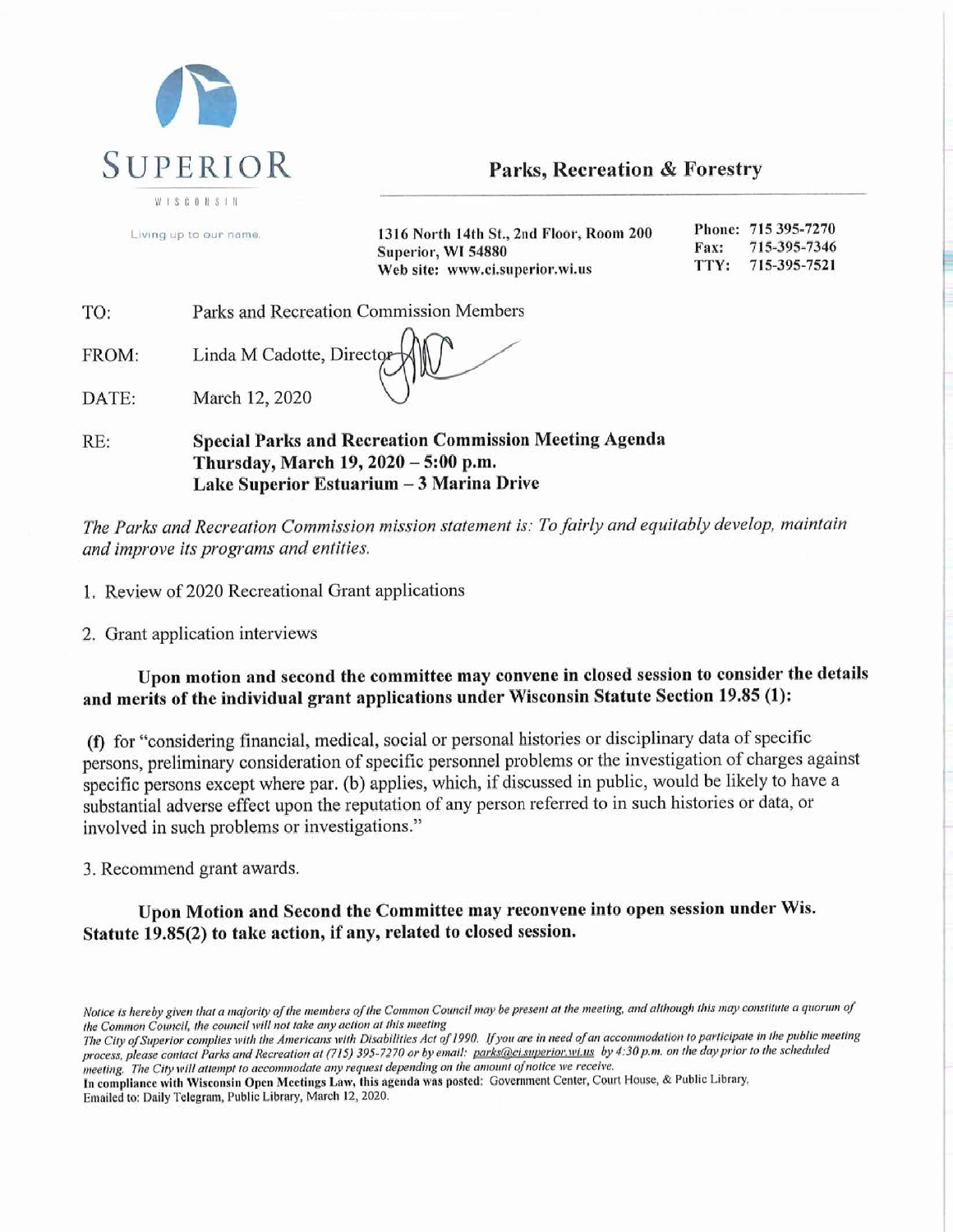SUPERIOR
WISCONSIN

Living up to our name.

## Parks, Recreation & Forestry

1316 North 14th St., 2nd Floor, Room 200
Superior, WI 54880
Web site: www.ci.superior.wi.us

Phone: 715 395-7270
Fax: 715-395-7346
TTY: 715-395-7521

TO: Parks and Recreation Commission Members

FROM: Linda M Cadotte, Director

DATE: March 12, 2020

RE: **Special Parks and Recreation Commission Meeting Agenda**
**Thursday, March 19, 2020 – 5:00 p.m.**
**Lake Superior Estuarium – 3 Marina Drive**

*The Parks and Recreation Commission mission statement is: To fairly and equitably develop, maintain and improve its programs and entities.*

1. Review of 2020 Recreational Grant applications
2. Grant application interviews

**Upon motion and second the committee may convene in closed session to consider the details and merits of the individual grant applications under Wisconsin Statute Section 19.85 (1):**

**(f)** for "considering financial, medical, social or personal histories or disciplinary data of specific persons, preliminary consideration of specific personnel problems or the investigation of charges against specific persons except where par. (b) applies, which, if discussed in public, would be likely to have a substantial adverse effect upon the reputation of any person referred to in such histories or data, or involved in such problems or investigations."

3. Recommend grant awards.

**Upon Motion and Second the Committee may reconvene into open session under Wis. Statute 19.85(2) to take action, if any, related to closed session.**

*Notice is hereby given that a majority of the members of the Common Council may be present at the meeting, and although this may constitute a quorum of the Common Council, the council will not take any action at this meeting*
*The City of Superior complies with the Americans with Disabilities Act of 1990. If you are in need of an accommodation to participate in the public meeting process, please contact Parks and Recreation at (715) 395-7270 or by email: parks@ci.superior.wi.us by 4:30 p.m. on the day prior to the scheduled meeting. The City will attempt to accommodate any request depending on the amount of notice we receive.*
**In compliance with Wisconsin Open Meetings Law, this agenda was posted:** Government Center, Court House, & Public Library.
Emailed to: Daily Telegram, Public Library, March 12, 2020.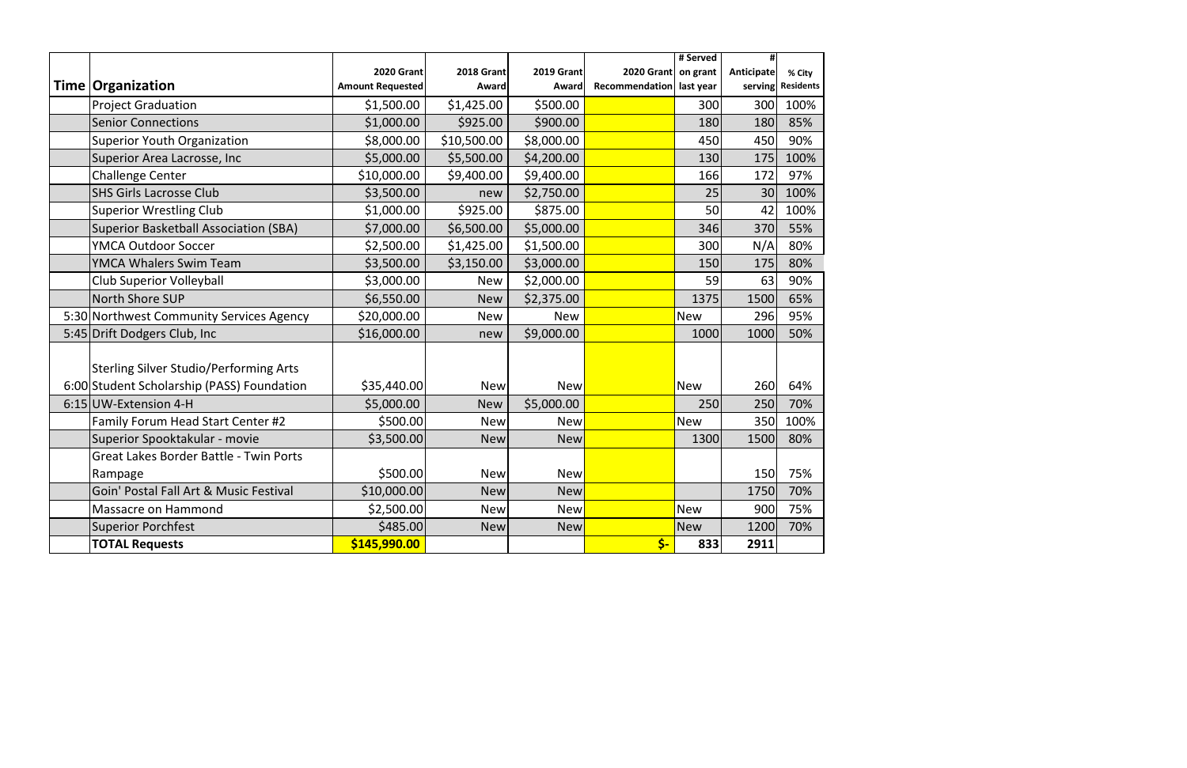| Time | Organization | 2020 Grant Amount Requested | 2018 Grant Award | 2019 Grant Award | 2020 Grant Recommendation | # Served on grant last year | # Anticipate serving | % City Residents |
|---|---|---|---|---|---|---|---|---|
| | Project Graduation | $1,500.00 | $1,425.00 | $500.00 | | 300 | 300 | 100% |
| | Senior Connections | $1,000.00 | $925.00 | $900.00 | | 180 | 180 | 85% |
| | Superior Youth Organization | $8,000.00 | $10,500.00 | $8,000.00 | | 450 | 450 | 90% |
| | Superior Area Lacrosse, Inc | $5,000.00 | $5,500.00 | $4,200.00 | | 130 | 175 | 100% |
| | Challenge Center | $10,000.00 | $9,400.00 | $9,400.00 | | 166 | 172 | 97% |
| | SHS Girls Lacrosse Club | $3,500.00 | new | $2,750.00 | | 25 | 30 | 100% |
| | Superior Wrestling Club | $1,000.00 | $925.00 | $875.00 | | 50 | 42 | 100% |
| | Superior Basketball Association (SBA) | $7,000.00 | $6,500.00 | $5,000.00 | | 346 | 370 | 55% |
| | YMCA Outdoor Soccer | $2,500.00 | $1,425.00 | $1,500.00 | | 300 | N/A | 80% |
| | YMCA Whalers Swim Team | $3,500.00 | $3,150.00 | $3,000.00 | | 150 | 175 | 80% |
| | Club Superior Volleyball | $3,000.00 | New | $2,000.00 | | 59 | 63 | 90% |
| | North Shore SUP | $6,550.00 | New | $2,375.00 | | 1375 | 1500 | 65% |
| 5:30 | Northwest Community Services Agency | $20,000.00 | New | New | | New | 296 | 95% |
| 5:45 | Drift Dodgers Club, Inc | $16,000.00 | new | $9,000.00 | | 1000 | 1000 | 50% |
| 6:00 | Sterling Silver Studio/Performing Arts Student Scholarship (PASS) Foundation | $35,440.00 | New | New | | New | 260 | 64% |
| 6:15 | UW-Extension 4-H | $5,000.00 | New | $5,000.00 | | 250 | 250 | 70% |
| | Family Forum Head Start Center #2 | $500.00 | New | New | | New | 350 | 100% |
| | Superior Spooktakular - movie | $3,500.00 | New | New | | 1300 | 1500 | 80% |
| | Great Lakes Border Battle - Twin Ports Rampage | $500.00 | New | New | | | 150 | 75% |
| | Goin' Postal Fall Art & Music Festival | $10,000.00 | New | New | | | 1750 | 70% |
| | Massacre on Hammond | $2,500.00 | New | New | | New | 900 | 75% |
| | Superior Porchfest | $485.00 | New | New | | New | 1200 | 70% |
| | **TOTAL Requests** | **$145,990.00** | | | $- | 833 | 2911 | |